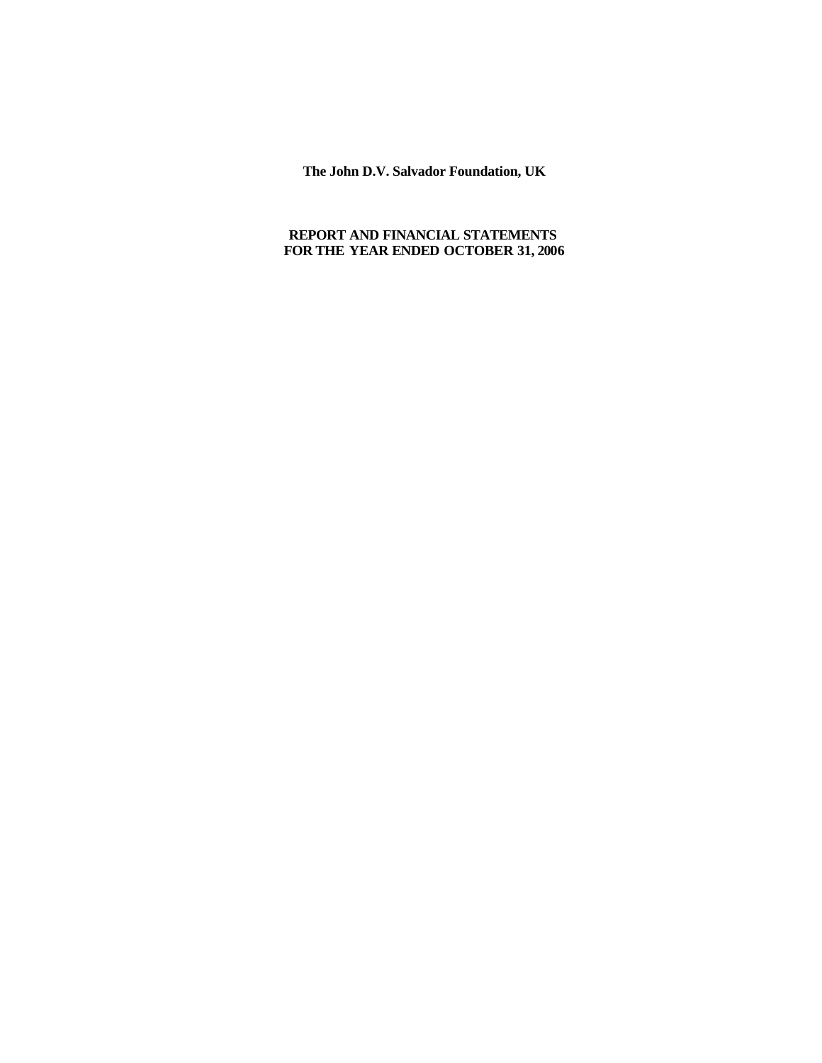**The John D.V. Salvador Foundation, UK**

**REPORT AND FINANCIAL STATEMENTS**
**FOR THE YEAR ENDED OCTOBER 31, 2006**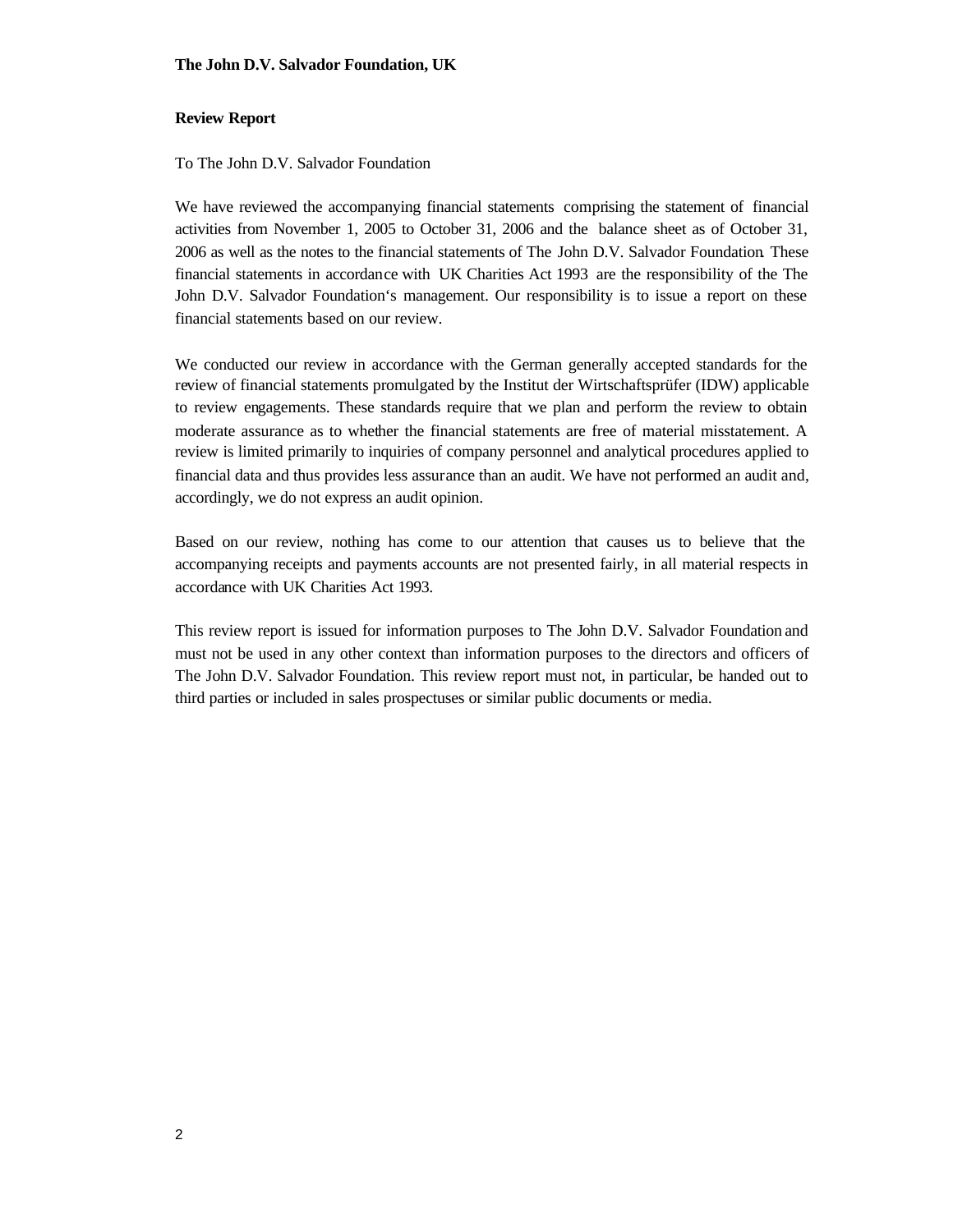**The John D.V. Salvador Foundation, UK**

**Review Report**

To The John D.V. Salvador Foundation

We have reviewed the accompanying financial statements comprising the statement of financial activities from November 1, 2005 to October 31, 2006 and the balance sheet as of October 31, 2006 as well as the notes to the financial statements of The John D.V. Salvador Foundation. These financial statements in accordance with UK Charities Act 1993 are the responsibility of the The John D.V. Salvador Foundation's management. Our responsibility is to issue a report on these financial statements based on our review.

We conducted our review in accordance with the German generally accepted standards for the review of financial statements promulgated by the Institut der Wirtschaftsprüfer (IDW) applicable to review engagements. These standards require that we plan and perform the review to obtain moderate assurance as to whether the financial statements are free of material misstatement. A review is limited primarily to inquiries of company personnel and analytical procedures applied to financial data and thus provides less assurance than an audit. We have not performed an audit and, accordingly, we do not express an audit opinion.

Based on our review, nothing has come to our attention that causes us to believe that the accompanying receipts and payments accounts are not presented fairly, in all material respects in accordance with UK Charities Act 1993.

This review report is issued for information purposes to The John D.V. Salvador Foundation and must not be used in any other context than information purposes to the directors and officers of The John D.V. Salvador Foundation. This review report must not, in particular, be handed out to third parties or included in sales prospectuses or similar public documents or media.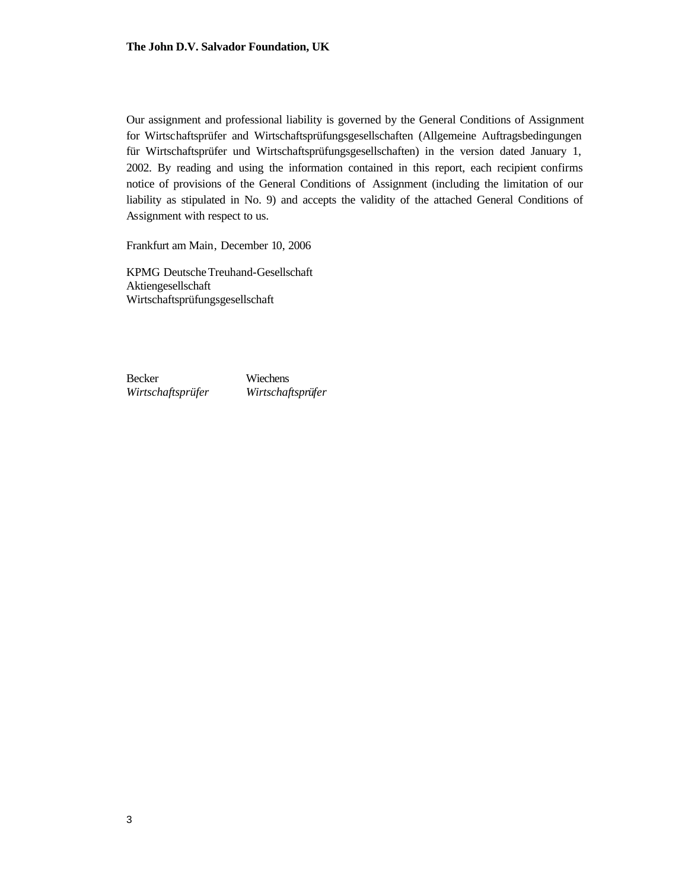Our assignment and professional liability is governed by the General Conditions of Assignment for Wirtschaftsprüfer and Wirtschaftsprüfungsgesellschaften (Allgemeine Auftragsbedingungen für Wirtschaftsprüfer und Wirtschaftsprüfungsgesellschaften) in the version dated January 1, 2002. By reading and using the information contained in this report, each recipient confirms notice of provisions of the General Conditions of Assignment (including the limitation of our liability as stipulated in No. 9) and accepts the validity of the attached General Conditions of Assignment with respect to us.

Frankfurt am Main, December 10, 2006

KPMG Deutsche Treuhand-Gesellschaft
Aktiengesellschaft
Wirtschaftsprüfungsgesellschaft

| Becker | Wiechens |
| --- | --- |
| *Wirtschaftsprüfer* | *Wirtschaftsprüfer* |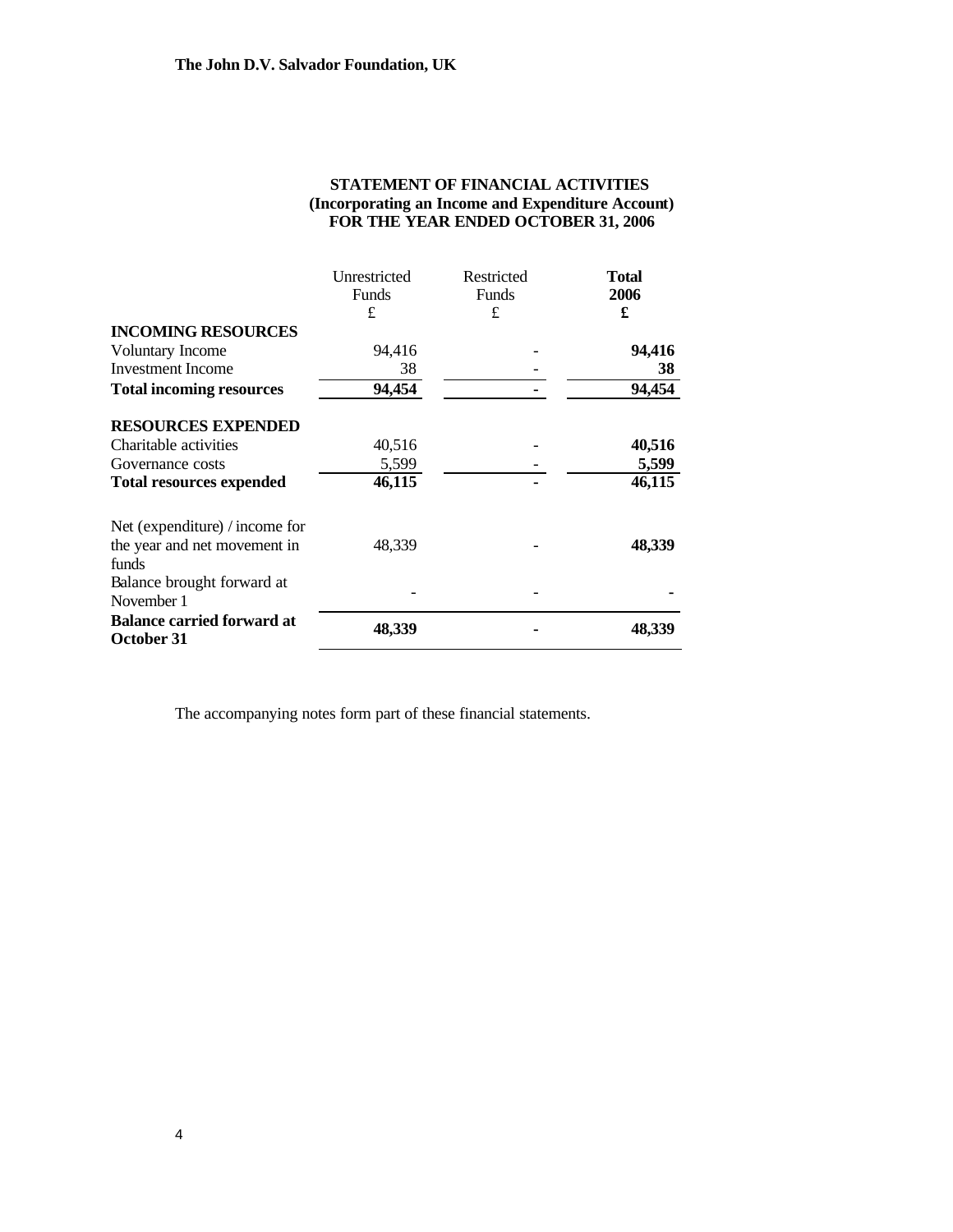**The John D.V. Salvador Foundation, UK**

## STATEMENT OF FINANCIAL ACTIVITIES
### (Incorporating an Income and Expenditure Account)
### FOR THE YEAR ENDED OCTOBER 31, 2006

| | Unrestricted Funds £ | Restricted Funds £ | **Total 2006 £** |
|---|---|---|---|
| **INCOMING RESOURCES** | | | |
| Voluntary Income | 94,416 | - | **94,416** |
| Investment Income | 38 | - | **38** |
| **Total incoming resources** | **94,454** | **-** | **94,454** |
| **RESOURCES EXPENDED** | | | |
| Charitable activities | 40,516 | - | **40,516** |
| Governance costs | 5,599 | - | **5,599** |
| **Total resources expended** | **46,115** | **-** | **46,115** |
| Net (expenditure) / income for the year and net movement in funds | 48,339 | - | **48,339** |
| Balance brought forward at November 1 | - | - | **-** |
| **Balance carried forward at October 31** | **48,339** | **-** | **48,339** |

The accompanying notes form part of these financial statements.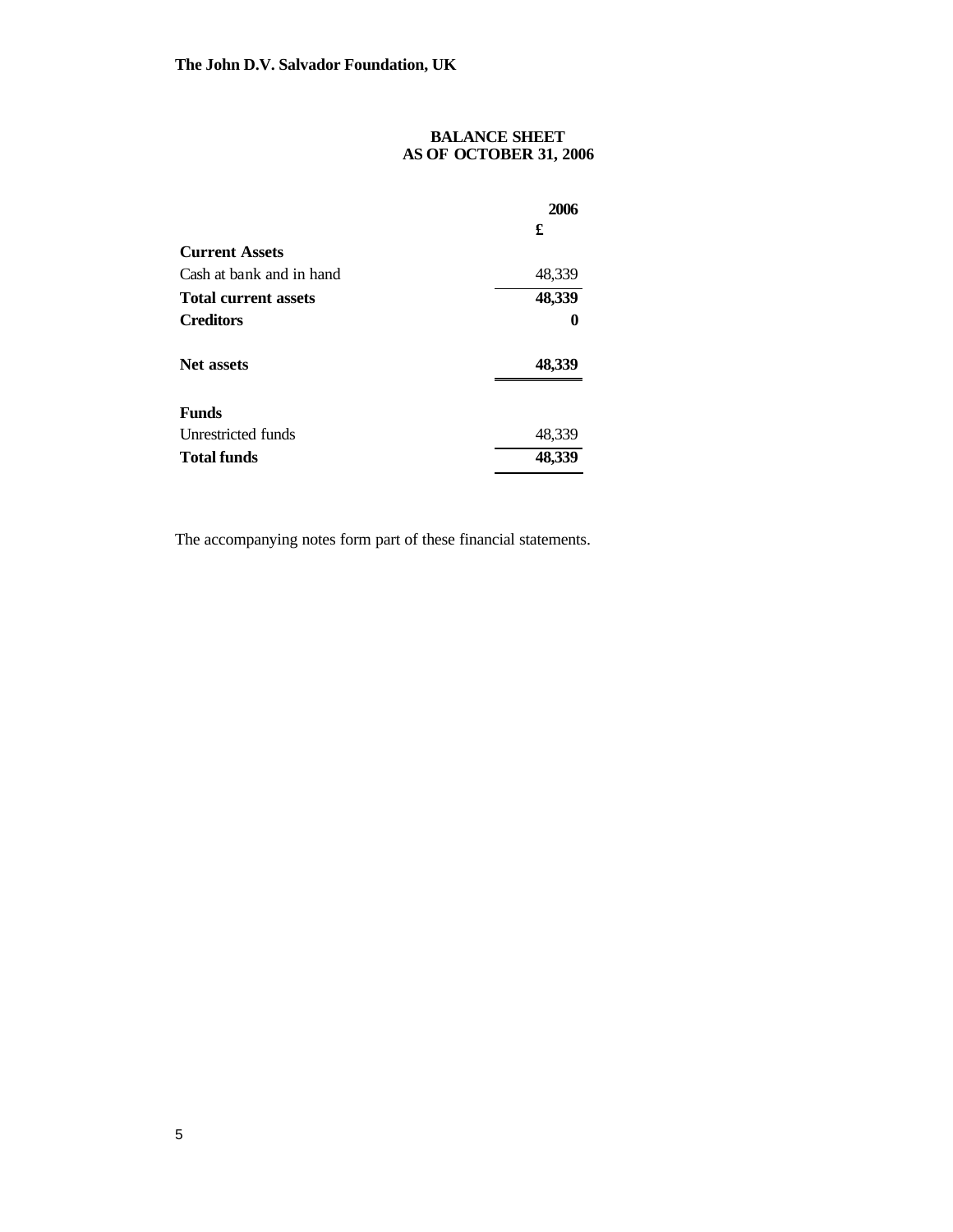**The John D.V. Salvador Foundation, UK**

## BALANCE SHEET
## AS OF OCTOBER 31, 2006

| | 2006 |
|---|---|
| | £ |
| **Current Assets** | |
| Cash at bank and in hand | 48,339 |
| **Total current assets** | **48,339** |
| **Creditors** | **0** |
| **Net assets** | **48,339** |
| **Funds** | |
| Unrestricted funds | 48,339 |
| **Total funds** | **48,339** |

The accompanying notes form part of these financial statements.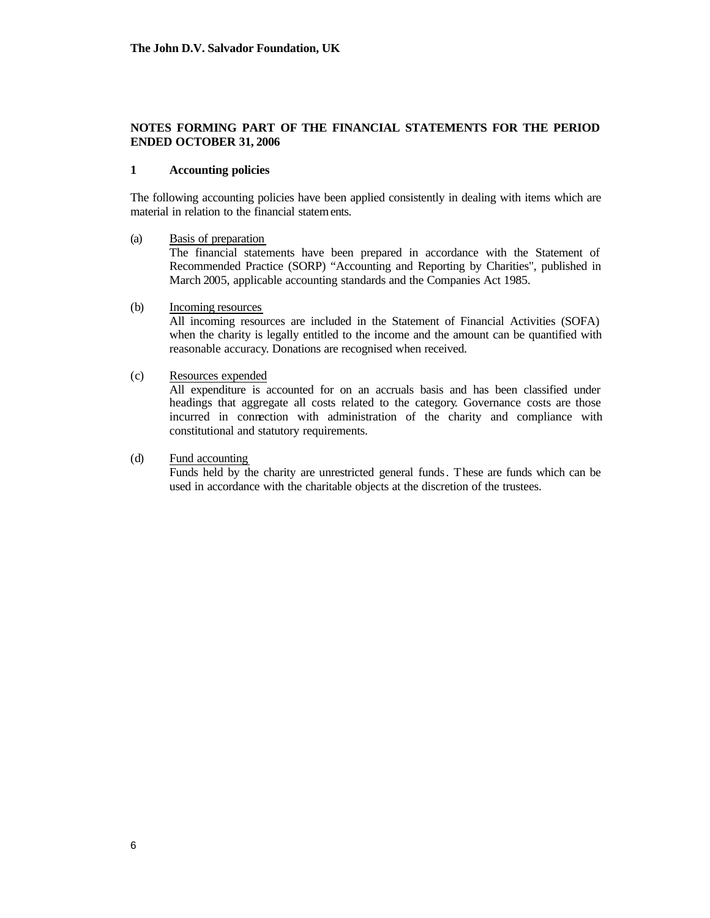## NOTES FORMING PART OF THE FINANCIAL STATEMENTS FOR THE PERIOD ENDED OCTOBER 31, 2006

### 1 Accounting policies

The following accounting policies have been applied consistently in dealing with items which are material in relation to the financial statements.

(a) Basis of preparation

The financial statements have been prepared in accordance with the Statement of Recommended Practice (SORP) "Accounting and Reporting by Charities", published in March 2005, applicable accounting standards and the Companies Act 1985.

(b) Incoming resources

All incoming resources are included in the Statement of Financial Activities (SOFA) when the charity is legally entitled to the income and the amount can be quantified with reasonable accuracy. Donations are recognised when received.

(c) Resources expended

All expenditure is accounted for on an accruals basis and has been classified under headings that aggregate all costs related to the category. Governance costs are those incurred in connection with administration of the charity and compliance with constitutional and statutory requirements.

(d) Fund accounting

Funds held by the charity are unrestricted general funds. These are funds which can be used in accordance with the charitable objects at the discretion of the trustees.